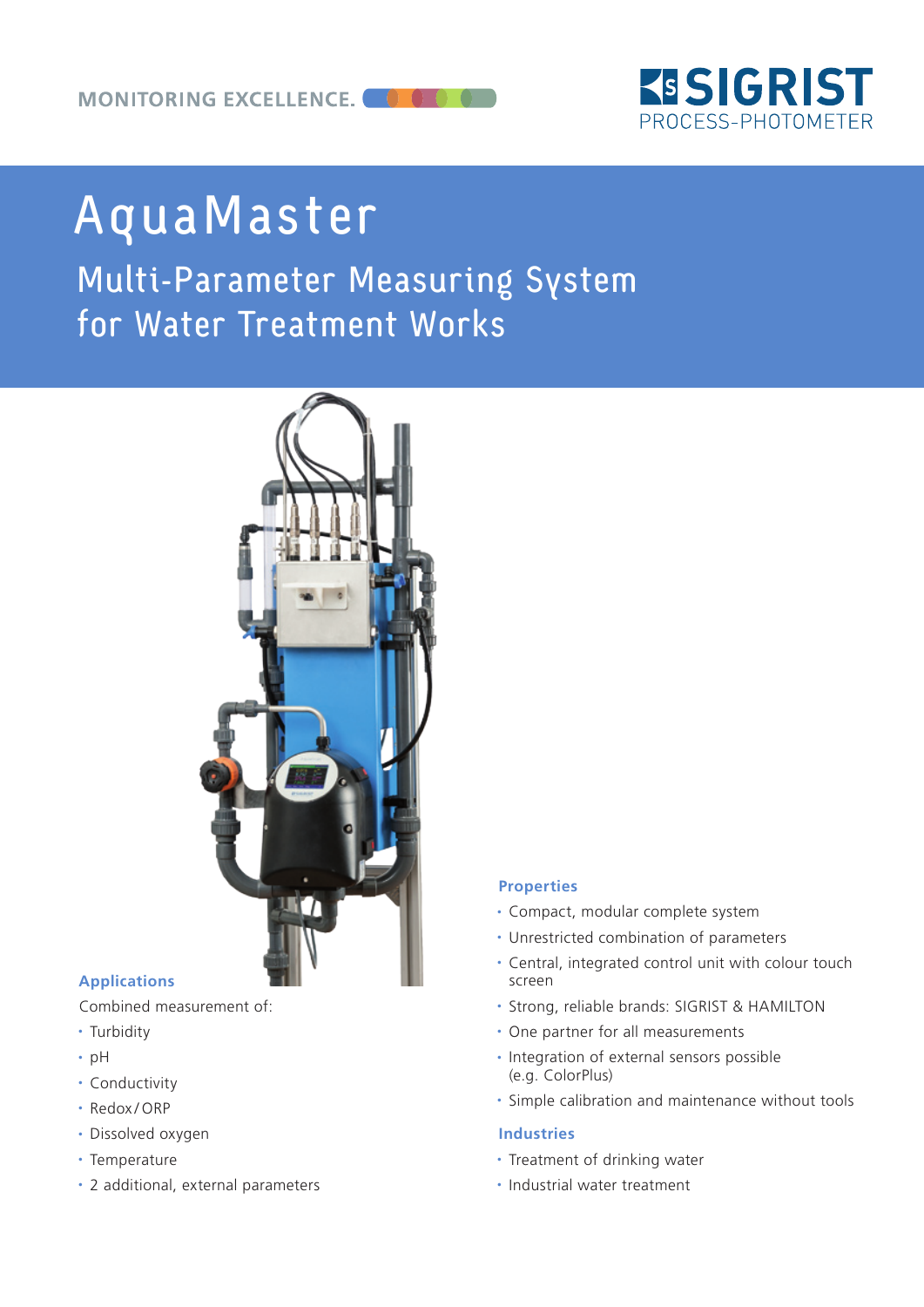MONITORING EXCELLENCE.

SIGRIST PROCESS-PHOTOMETER

# AquaMaster

## Multi-Parameter Measuring System for Water Treatment Works

### Applications

Combined measurement of:

- Turbidity
- pH
- Conductivity
- Redox / ORP
- Dissolved oxygen
- Temperature
- 2 additional, external parameters

### Properties

- Compact, modular complete system
- Unrestricted combination of parameters
- Central, integrated control unit with colour touch screen
- Strong, reliable brands: SIGRIST & HAMILTON
- One partner for all measurements
- Integration of external sensors possible (e.g. ColorPlus)
- Simple calibration and maintenance without tools

### Industries

- Treatment of drinking water
- Industrial water treatment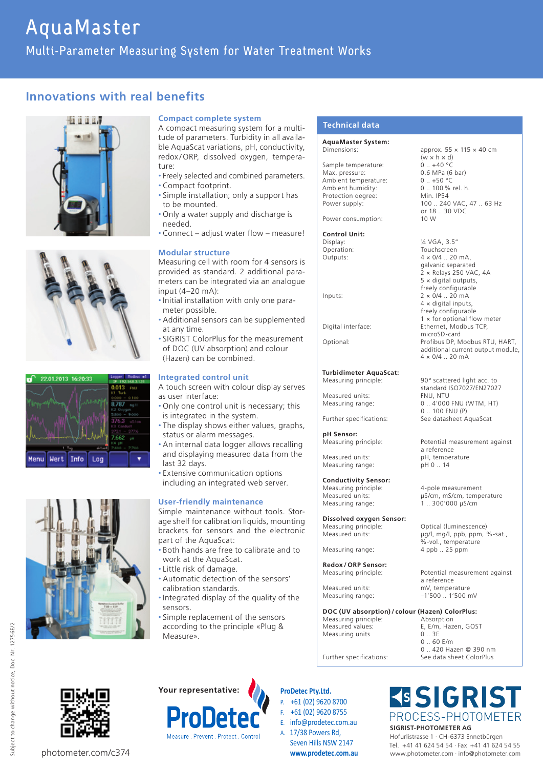# AquaMaster

## Multi-Parameter Measuring System for Water Treatment Works

## Innovations with real benefits

### Compact complete system

A compact measuring system for a multitude of parameters. Turbidity in all available AquaScat variations, pH, conductivity, redox/ORP, dissolved oxygen, temperature:

- Freely selected and combined parameters.
- Compact footprint.
- Simple installation; only a support has to be mounted.
- Only a water supply and discharge is needed.
- Connect – adjust water flow – measure!

### Modular structure

Measuring cell with room for 4 sensors is provided as standard. 2 additional parameters can be integrated via an analogue input (4–20 mA):

- Initial installation with only one parameter possible.
- Additional sensors can be supplemented at any time.
- SIGRIST ColorPlus for the measurement of DOC (UV absorption) and colour (Hazen) can be combined.

### Integrated control unit

A touch screen with colour display serves as user interface:

- Only one control unit is necessary; this is integrated in the system.
- The display shows either values, graphs, status or alarm messages.
- An internal data logger allows recalling and displaying measured data from the last 32 days.
- Extensive communication options including an integrated web server.

### User-friendly maintenance

Simple maintenance without tools. Storage shelf for calibration liquids, mounting brackets for sensors and the electronic part of the AquaScat:

- Both hands are free to calibrate and to work at the AquaScat.
- Little risk of damage.
- Automatic detection of the sensors' calibration standards.
- Integrated display of the quality of the sensors.
- Simple replacement of the sensors according to the principle «Plug & Measure».

## Technical data

| | |
|---|---|
| **AquaMaster System:** | |
| Dimensions: | approx. 55 × 115 × 40 cm (w × h × d) |
| Sample temperature: | 0 .. +40 °C |
| Max. pressure: | 0.6 MPa (6 bar) |
| Ambient temperature: | 0 .. +50 °C |
| Ambient humidity: | 0 .. 100 % rel. h. |
| Protection degree: | Min. IP54 |
| Power supply: | 100 .. 240 VAC, 47 .. 63 Hz or 18 .. 30 VDC |
| Power consumption: | 10 W |
| **Control Unit:** | |
| Display: | ¼ VGA, 3.5" |
| Operation: | Touchscreen |
| Outputs: | 4 × 0/4 .. 20 mA, galvanic separated<br>2 × Relays 250 VAC, 4A<br>5 × digital outputs, freely configurable |
| Inputs: | 2 × 0/4 .. 20 mA<br>4 × digital inputs, freely configurable<br>1 × for optional flow meter |
| Digital interface: | Ethernet, Modbus TCP, microSD-card |
| Optional: | Profibus DP, Modbus RTU, HART, additional current output module, 4 × 0/4 .. 20 mA |
| **Turbidimeter AquaScat:** | |
| Measuring principle: | 90° scattered light acc. to standard ISO7027/EN27027 |
| Measured units: | FNU, NTU |
| Measuring range: | 0 .. 4'000 FNU (WTM, HT)<br>0 .. 100 FNU (P) |
| Further specifications: | See datasheet AquaScat |
| **pH Sensor:** | |
| Measuring principle: | Potential measurement against a reference |
| Measured units: | pH, temperature |
| Measuring range: | pH 0 .. 14 |
| **Conductivity Sensor:** | |
| Measuring principle: | 4-pole measurement |
| Measured units: | µS/cm, mS/cm, temperature |
| Measuring range: | 1 .. 300'000 µS/cm |
| **Dissolved oxygen Sensor:** | |
| Measuring principle: | Optical (luminescence) |
| Measured units: | µg/l, mg/l, ppb, ppm, %-sat., %-vol., temperature |
| Measuring range: | 4 ppb .. 25 ppm |
| **Redox / ORP Sensor:** | |
| Measuring principle: | Potential measurement against a reference |
| Measured units: | mV, temperature |
| Measuring range: | –1'500 .. 1'500 mV |
| **DOC (UV absorption) / colour (Hazen) ColorPlus:** | |
| Measuring principle: | Absorption |
| Measured values: | E, E/m, Hazen, GOST |
| Measuring units | 0 .. 3E<br>0 .. 60 E/m<br>0 .. 420 Hazen @ 390 nm |
| Further specifications: | See data sheet ColorPlus |

photometer.com/c374

Your representative:

ProDetec
Measure . Prevent . Protect . Control

**ProDetec Pty.Ltd.**
P. +61 (02) 9620 8700
F. +61 (02) 9620 8755
E. info@prodetec.com.au
A. 17/38 Powers Rd, Seven Hills NSW 2147
**www.prodetec.com.au**

SIGRIST PROCESS-PHOTOMETER

**SIGRIST-PHOTOMETER AG**
Hofurlistrasse 1 · CH-6373 Ennetbürgen
Tel. +41 41 624 54 54 · Fax +41 41 624 54 55
www.photometer.com · info@photometer.com

Subject to change without notice, Doc. Nr. 12756E/2